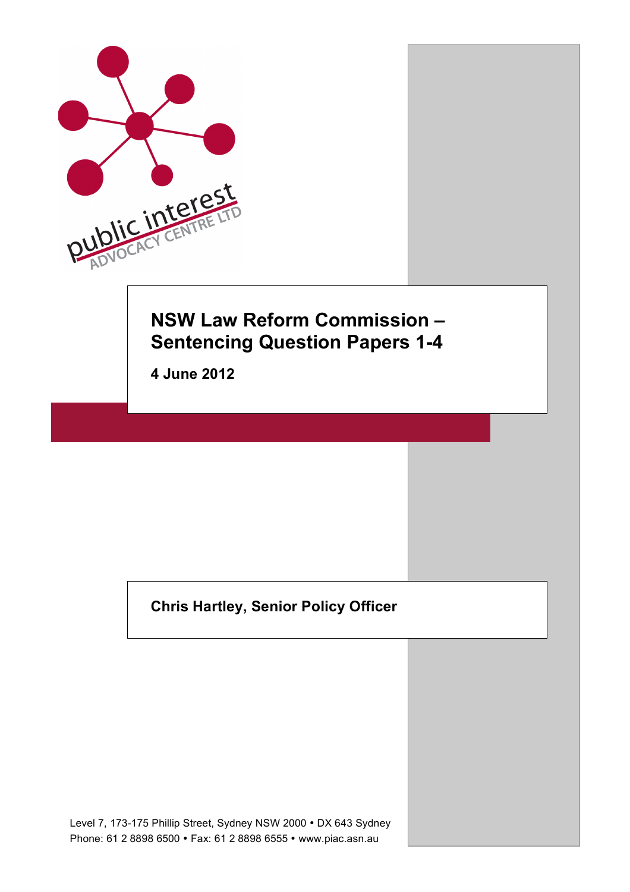public interest
ADVOCACY CENTRE LTD

# NSW Law Reform Commission – Sentencing Question Papers 1-4

**4 June 2012**

**Chris Hartley, Senior Policy Officer**

Level 7, 173-175 Phillip Street, Sydney NSW 2000 • DX 643 Sydney
Phone: 61 2 8898 6500 • Fax: 61 2 8898 6555 • www.piac.asn.au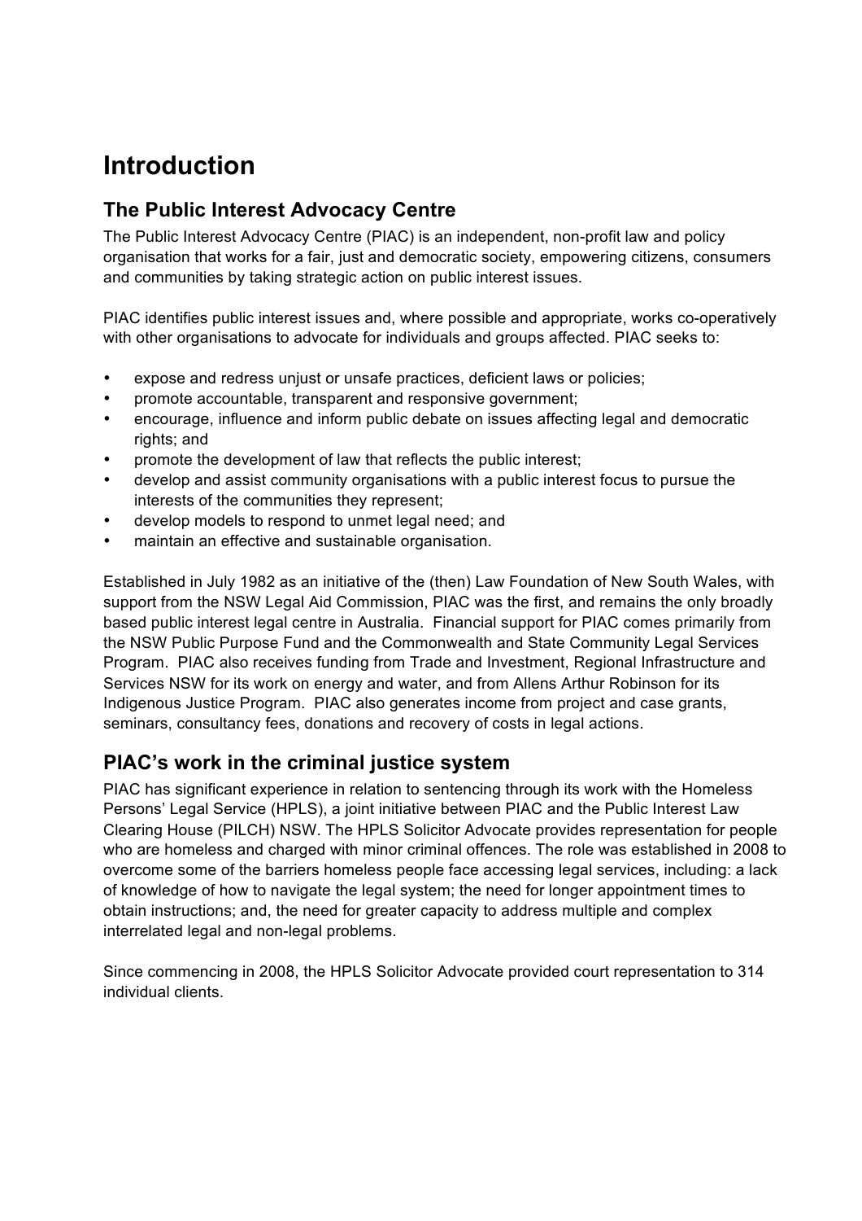# Introduction

## The Public Interest Advocacy Centre

The Public Interest Advocacy Centre (PIAC) is an independent, non-profit law and policy organisation that works for a fair, just and democratic society, empowering citizens, consumers and communities by taking strategic action on public interest issues.

PIAC identifies public interest issues and, where possible and appropriate, works co-operatively with other organisations to advocate for individuals and groups affected. PIAC seeks to:

- expose and redress unjust or unsafe practices, deficient laws or policies;
- promote accountable, transparent and responsive government;
- encourage, influence and inform public debate on issues affecting legal and democratic rights; and
- promote the development of law that reflects the public interest;
- develop and assist community organisations with a public interest focus to pursue the interests of the communities they represent;
- develop models to respond to unmet legal need; and
- maintain an effective and sustainable organisation.

Established in July 1982 as an initiative of the (then) Law Foundation of New South Wales, with support from the NSW Legal Aid Commission, PIAC was the first, and remains the only broadly based public interest legal centre in Australia. Financial support for PIAC comes primarily from the NSW Public Purpose Fund and the Commonwealth and State Community Legal Services Program. PIAC also receives funding from Trade and Investment, Regional Infrastructure and Services NSW for its work on energy and water, and from Allens Arthur Robinson for its Indigenous Justice Program. PIAC also generates income from project and case grants, seminars, consultancy fees, donations and recovery of costs in legal actions.

## PIAC's work in the criminal justice system

PIAC has significant experience in relation to sentencing through its work with the Homeless Persons' Legal Service (HPLS), a joint initiative between PIAC and the Public Interest Law Clearing House (PILCH) NSW. The HPLS Solicitor Advocate provides representation for people who are homeless and charged with minor criminal offences. The role was established in 2008 to overcome some of the barriers homeless people face accessing legal services, including: a lack of knowledge of how to navigate the legal system; the need for longer appointment times to obtain instructions; and, the need for greater capacity to address multiple and complex interrelated legal and non-legal problems.

Since commencing in 2008, the HPLS Solicitor Advocate provided court representation to 314 individual clients.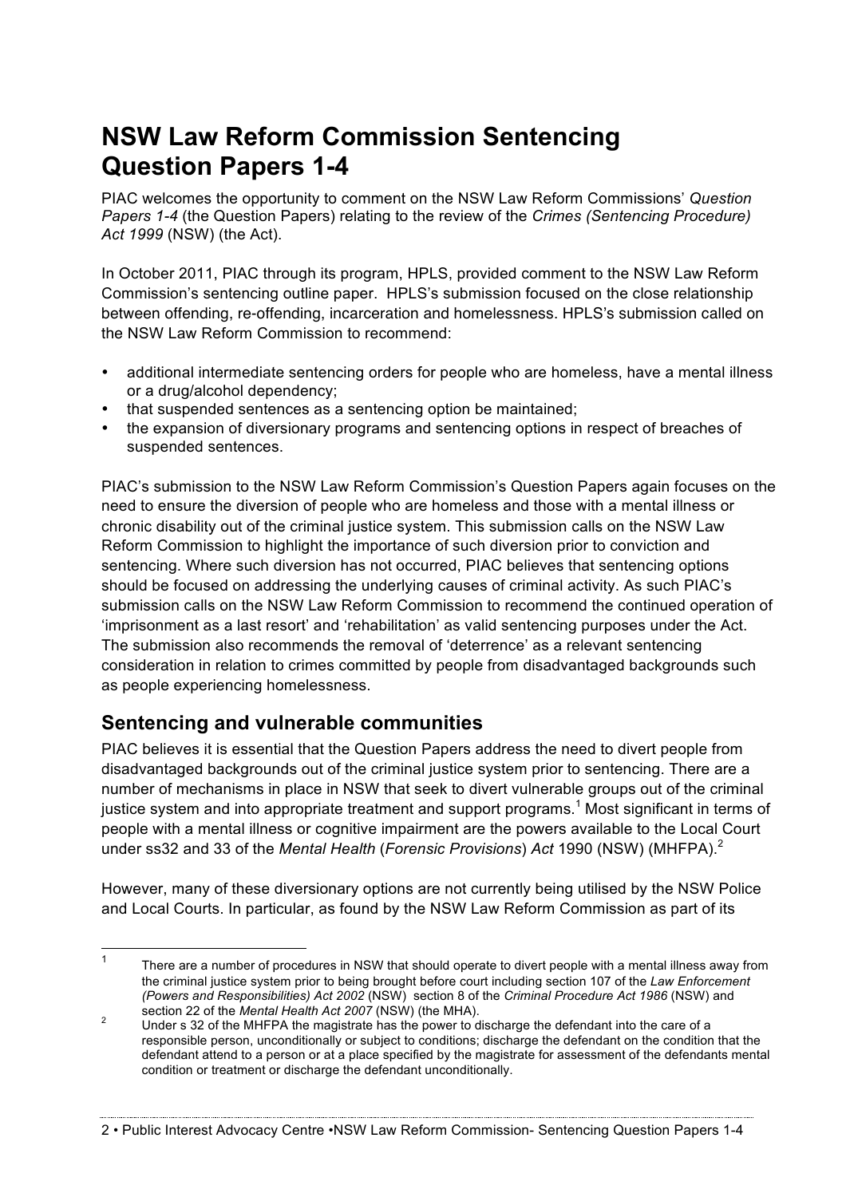# NSW Law Reform Commission Sentencing Question Papers 1-4

PIAC welcomes the opportunity to comment on the NSW Law Reform Commissions' *Question Papers 1-4* (the Question Papers) relating to the review of the *Crimes (Sentencing Procedure) Act 1999* (NSW) (the Act).

In October 2011, PIAC through its program, HPLS, provided comment to the NSW Law Reform Commission's sentencing outline paper. HPLS's submission focused on the close relationship between offending, re-offending, incarceration and homelessness. HPLS's submission called on the NSW Law Reform Commission to recommend:

- additional intermediate sentencing orders for people who are homeless, have a mental illness or a drug/alcohol dependency;
- that suspended sentences as a sentencing option be maintained;
- the expansion of diversionary programs and sentencing options in respect of breaches of suspended sentences.

PIAC's submission to the NSW Law Reform Commission's Question Papers again focuses on the need to ensure the diversion of people who are homeless and those with a mental illness or chronic disability out of the criminal justice system. This submission calls on the NSW Law Reform Commission to highlight the importance of such diversion prior to conviction and sentencing. Where such diversion has not occurred, PIAC believes that sentencing options should be focused on addressing the underlying causes of criminal activity. As such PIAC's submission calls on the NSW Law Reform Commission to recommend the continued operation of 'imprisonment as a last resort' and 'rehabilitation' as valid sentencing purposes under the Act. The submission also recommends the removal of 'deterrence' as a relevant sentencing consideration in relation to crimes committed by people from disadvantaged backgrounds such as people experiencing homelessness.

## Sentencing and vulnerable communities

PIAC believes it is essential that the Question Papers address the need to divert people from disadvantaged backgrounds out of the criminal justice system prior to sentencing. There are a number of mechanisms in place in NSW that seek to divert vulnerable groups out of the criminal justice system and into appropriate treatment and support programs.[1] Most significant in terms of people with a mental illness or cognitive impairment are the powers available to the Local Court under ss32 and 33 of the *Mental Health* (*Forensic Provisions*) *Act* 1990 (NSW) (MHFPA).[2]

However, many of these diversionary options are not currently being utilised by the NSW Police and Local Courts. In particular, as found by the NSW Law Reform Commission as part of its

---

[1] There are a number of procedures in NSW that should operate to divert people with a mental illness away from the criminal justice system prior to being brought before court including section 107 of the *Law Enforcement (Powers and Responsibilities) Act 2002* (NSW) section 8 of the *Criminal Procedure Act 1986* (NSW) and section 22 of the *Mental Health Act 2007* (NSW) (the MHA).

[2] Under s 32 of the MHFPA the magistrate has the power to discharge the defendant into the care of a responsible person, unconditionally or subject to conditions; discharge the defendant on the condition that the defendant attend to a person or at a place specified by the magistrate for assessment of the defendants mental condition or treatment or discharge the defendant unconditionally.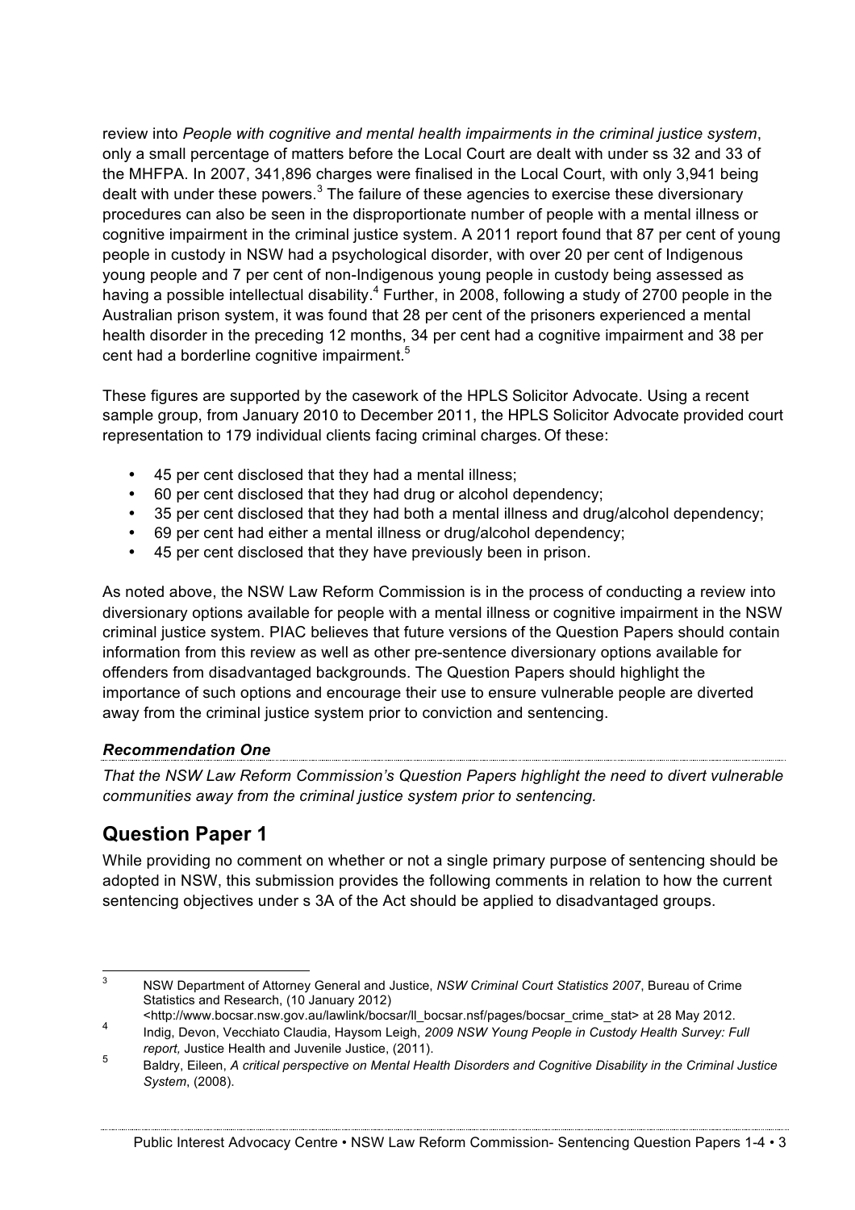review into *People with cognitive and mental health impairments in the criminal justice system*, only a small percentage of matters before the Local Court are dealt with under ss 32 and 33 of the MHFPA. In 2007, 341,896 charges were finalised in the Local Court, with only 3,941 being dealt with under these powers.[3] The failure of these agencies to exercise these diversionary procedures can also be seen in the disproportionate number of people with a mental illness or cognitive impairment in the criminal justice system. A 2011 report found that 87 per cent of young people in custody in NSW had a psychological disorder, with over 20 per cent of Indigenous young people and 7 per cent of non-Indigenous young people in custody being assessed as having a possible intellectual disability.[4] Further, in 2008, following a study of 2700 people in the Australian prison system, it was found that 28 per cent of the prisoners experienced a mental health disorder in the preceding 12 months, 34 per cent had a cognitive impairment and 38 per cent had a borderline cognitive impairment.[5]

These figures are supported by the casework of the HPLS Solicitor Advocate. Using a recent sample group, from January 2010 to December 2011, the HPLS Solicitor Advocate provided court representation to 179 individual clients facing criminal charges. Of these:

- 45 per cent disclosed that they had a mental illness;
- 60 per cent disclosed that they had drug or alcohol dependency;
- 35 per cent disclosed that they had both a mental illness and drug/alcohol dependency;
- 69 per cent had either a mental illness or drug/alcohol dependency;
- 45 per cent disclosed that they have previously been in prison.

As noted above, the NSW Law Reform Commission is in the process of conducting a review into diversionary options available for people with a mental illness or cognitive impairment in the NSW criminal justice system. PIAC believes that future versions of the Question Papers should contain information from this review as well as other pre-sentence diversionary options available for offenders from disadvantaged backgrounds. The Question Papers should highlight the importance of such options and encourage their use to ensure vulnerable people are diverted away from the criminal justice system prior to conviction and sentencing.

***Recommendation One***

*That the NSW Law Reform Commission's Question Papers highlight the need to divert vulnerable communities away from the criminal justice system prior to sentencing.*

## Question Paper 1

While providing no comment on whether or not a single primary purpose of sentencing should be adopted in NSW, this submission provides the following comments in relation to how the current sentencing objectives under s 3A of the Act should be applied to disadvantaged groups.

---

3 NSW Department of Attorney General and Justice, *NSW Criminal Court Statistics 2007*, Bureau of Crime Statistics and Research, (10 January 2012) <http://www.bocsar.nsw.gov.au/lawlink/bocsar/ll_bocsar.nsf/pages/bocsar_crime_stat> at 28 May 2012.

4 Indig, Devon, Vecchiato Claudia, Haysom Leigh, *2009 NSW Young People in Custody Health Survey: Full report,* Justice Health and Juvenile Justice, (2011).

5 Baldry, Eileen, *A critical perspective on Mental Health Disorders and Cognitive Disability in the Criminal Justice System*, (2008).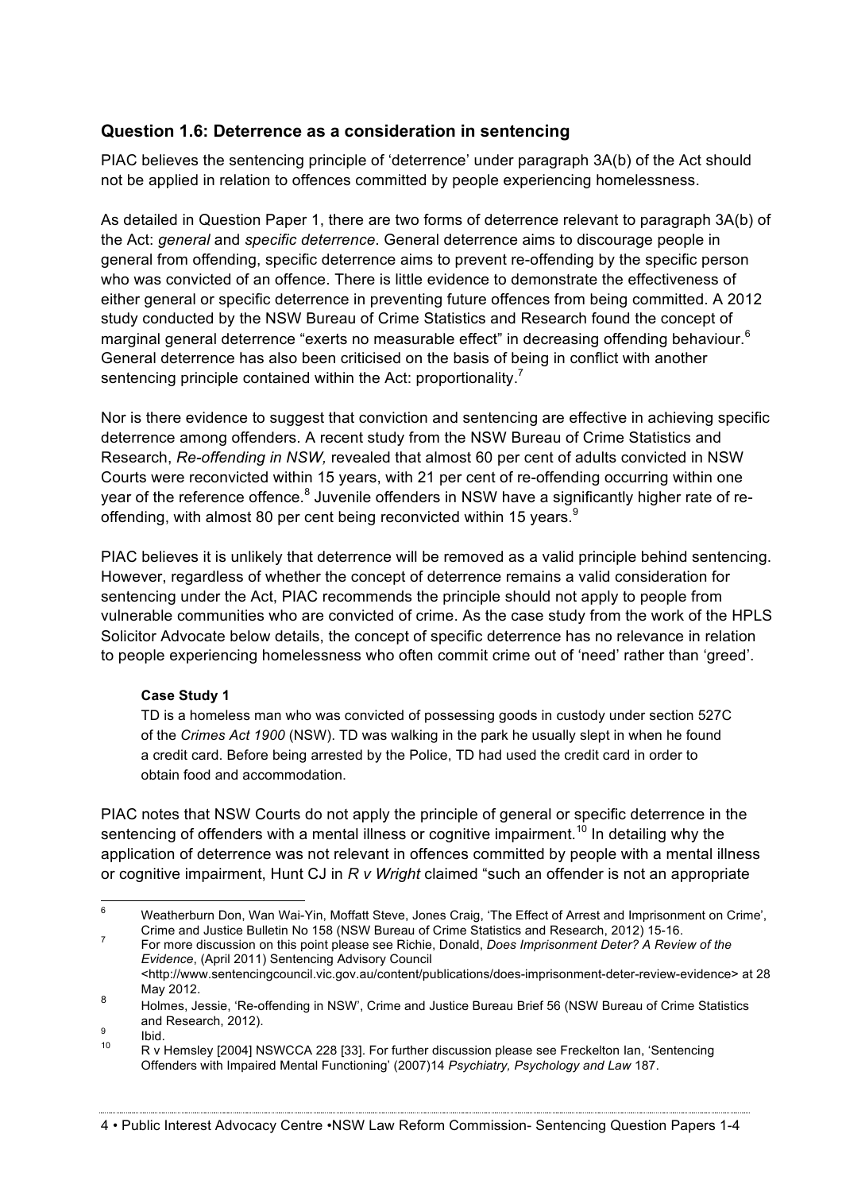## Question 1.6: Deterrence as a consideration in sentencing

PIAC believes the sentencing principle of 'deterrence' under paragraph 3A(b) of the Act should not be applied in relation to offences committed by people experiencing homelessness.

As detailed in Question Paper 1, there are two forms of deterrence relevant to paragraph 3A(b) of the Act: *general* and *specific deterrence*. General deterrence aims to discourage people in general from offending, specific deterrence aims to prevent re-offending by the specific person who was convicted of an offence. There is little evidence to demonstrate the effectiveness of either general or specific deterrence in preventing future offences from being committed. A 2012 study conducted by the NSW Bureau of Crime Statistics and Research found the concept of marginal general deterrence "exerts no measurable effect" in decreasing offending behaviour.[6] General deterrence has also been criticised on the basis of being in conflict with another sentencing principle contained within the Act: proportionality.[7]

Nor is there evidence to suggest that conviction and sentencing are effective in achieving specific deterrence among offenders. A recent study from the NSW Bureau of Crime Statistics and Research, *Re-offending in NSW,* revealed that almost 60 per cent of adults convicted in NSW Courts were reconvicted within 15 years, with 21 per cent of re-offending occurring within one year of the reference offence.[8] Juvenile offenders in NSW have a significantly higher rate of re-offending, with almost 80 per cent being reconvicted within 15 years.[9]

PIAC believes it is unlikely that deterrence will be removed as a valid principle behind sentencing. However, regardless of whether the concept of deterrence remains a valid consideration for sentencing under the Act, PIAC recommends the principle should not apply to people from vulnerable communities who are convicted of crime. As the case study from the work of the HPLS Solicitor Advocate below details, the concept of specific deterrence has no relevance in relation to people experiencing homelessness who often commit crime out of 'need' rather than 'greed'.

> **Case Study 1**
>
> TD is a homeless man who was convicted of possessing goods in custody under section 527C of the *Crimes Act 1900* (NSW). TD was walking in the park he usually slept in when he found a credit card. Before being arrested by the Police, TD had used the credit card in order to obtain food and accommodation.

PIAC notes that NSW Courts do not apply the principle of general or specific deterrence in the sentencing of offenders with a mental illness or cognitive impairment.[10] In detailing why the application of deterrence was not relevant in offences committed by people with a mental illness or cognitive impairment, Hunt CJ in *R v Wright* claimed "such an offender is not an appropriate

---

[6] Weatherburn Don, Wan Wai-Yin, Moffatt Steve, Jones Craig, 'The Effect of Arrest and Imprisonment on Crime', Crime and Justice Bulletin No 158 (NSW Bureau of Crime Statistics and Research, 2012) 15-16.

[7] For more discussion on this point please see Richie, Donald, *Does Imprisonment Deter? A Review of the Evidence*, (April 2011) Sentencing Advisory Council <http://www.sentencingcouncil.vic.gov.au/content/publications/does-imprisonment-deter-review-evidence> at 28 May 2012.

[8] Holmes, Jessie, 'Re-offending in NSW', Crime and Justice Bureau Brief 56 (NSW Bureau of Crime Statistics and Research, 2012).

[9] Ibid.

[10] R v Hemsley [2004] NSWCCA 228 [33]. For further discussion please see Freckelton Ian, 'Sentencing Offenders with Impaired Mental Functioning' (2007)14 *Psychiatry, Psychology and Law* 187.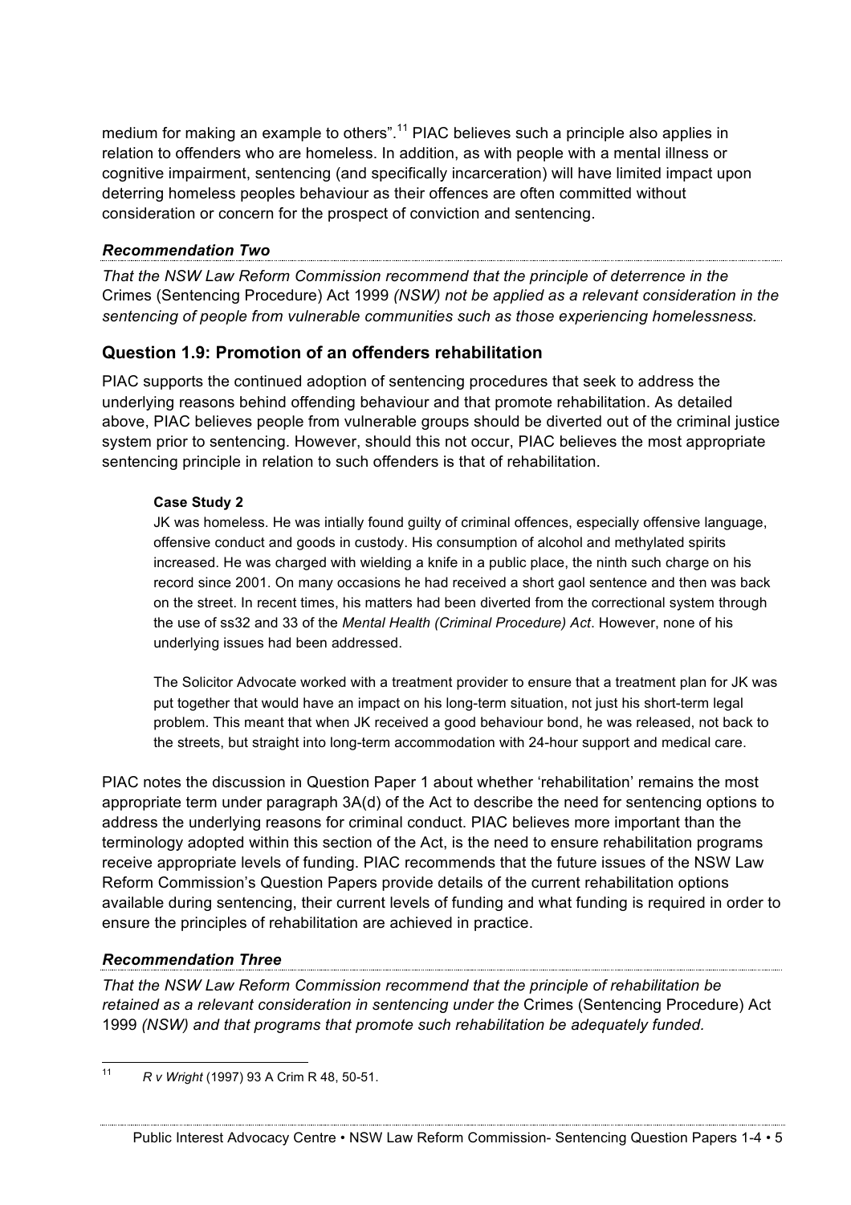medium for making an example to others".[11] PIAC believes such a principle also applies in relation to offenders who are homeless. In addition, as with people with a mental illness or cognitive impairment, sentencing (and specifically incarceration) will have limited impact upon deterring homeless peoples behaviour as their offences are often committed without consideration or concern for the prospect of conviction and sentencing.

### *Recommendation Two*

*That the NSW Law Reform Commission recommend that the principle of deterrence in the* Crimes (Sentencing Procedure) Act 1999 *(NSW) not be applied as a relevant consideration in the sentencing of people from vulnerable communities such as those experiencing homelessness.*

## Question 1.9: Promotion of an offenders rehabilitation

PIAC supports the continued adoption of sentencing procedures that seek to address the underlying reasons behind offending behaviour and that promote rehabilitation. As detailed above, PIAC believes people from vulnerable groups should be diverted out of the criminal justice system prior to sentencing. However, should this not occur, PIAC believes the most appropriate sentencing principle in relation to such offenders is that of rehabilitation.

> **Case Study 2**
>
> JK was homeless. He was intially found guilty of criminal offences, especially offensive language, offensive conduct and goods in custody. His consumption of alcohol and methylated spirits increased. He was charged with wielding a knife in a public place, the ninth such charge on his record since 2001. On many occasions he had received a short gaol sentence and then was back on the street. In recent times, his matters had been diverted from the correctional system through the use of ss32 and 33 of the *Mental Health (Criminal Procedure) Act*. However, none of his underlying issues had been addressed.
>
> The Solicitor Advocate worked with a treatment provider to ensure that a treatment plan for JK was put together that would have an impact on his long-term situation, not just his short-term legal problem. This meant that when JK received a good behaviour bond, he was released, not back to the streets, but straight into long-term accommodation with 24-hour support and medical care.

PIAC notes the discussion in Question Paper 1 about whether 'rehabilitation' remains the most appropriate term under paragraph 3A(d) of the Act to describe the need for sentencing options to address the underlying reasons for criminal conduct. PIAC believes more important than the terminology adopted within this section of the Act, is the need to ensure rehabilitation programs receive appropriate levels of funding. PIAC recommends that the future issues of the NSW Law Reform Commission's Question Papers provide details of the current rehabilitation options available during sentencing, their current levels of funding and what funding is required in order to ensure the principles of rehabilitation are achieved in practice.

### *Recommendation Three*

*That the NSW Law Reform Commission recommend that the principle of rehabilitation be retained as a relevant consideration in sentencing under the* Crimes (Sentencing Procedure) Act 1999 *(NSW) and that programs that promote such rehabilitation be adequately funded.*

---

[11] *R v Wright* (1997) 93 A Crim R 48, 50-51.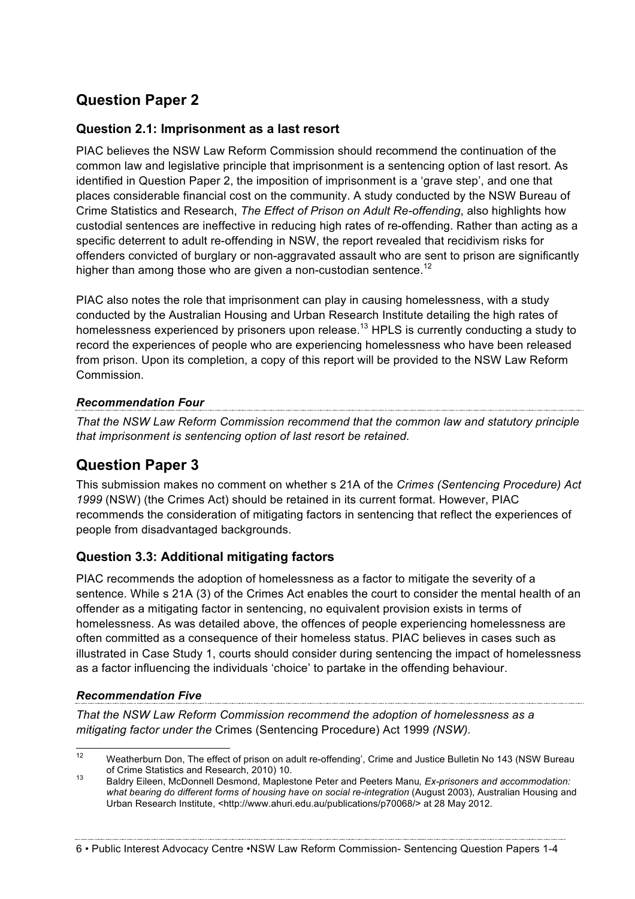## Question Paper 2

### Question 2.1: Imprisonment as a last resort

PIAC believes the NSW Law Reform Commission should recommend the continuation of the common law and legislative principle that imprisonment is a sentencing option of last resort. As identified in Question Paper 2, the imposition of imprisonment is a 'grave step', and one that places considerable financial cost on the community. A study conducted by the NSW Bureau of Crime Statistics and Research, *The Effect of Prison on Adult Re-offending*, also highlights how custodial sentences are ineffective in reducing high rates of re-offending. Rather than acting as a specific deterrent to adult re-offending in NSW, the report revealed that recidivism risks for offenders convicted of burglary or non-aggravated assault who are sent to prison are significantly higher than among those who are given a non-custodian sentence.[12]

PIAC also notes the role that imprisonment can play in causing homelessness, with a study conducted by the Australian Housing and Urban Research Institute detailing the high rates of homelessness experienced by prisoners upon release.[13] HPLS is currently conducting a study to record the experiences of people who are experiencing homelessness who have been released from prison. Upon its completion, a copy of this report will be provided to the NSW Law Reform Commission.

#### *Recommendation Four*

*That the NSW Law Reform Commission recommend that the common law and statutory principle that imprisonment is sentencing option of last resort be retained.*

## Question Paper 3

This submission makes no comment on whether s 21A of the *Crimes (Sentencing Procedure) Act 1999* (NSW) (the Crimes Act) should be retained in its current format. However, PIAC recommends the consideration of mitigating factors in sentencing that reflect the experiences of people from disadvantaged backgrounds.

### Question 3.3: Additional mitigating factors

PIAC recommends the adoption of homelessness as a factor to mitigate the severity of a sentence. While s 21A (3) of the Crimes Act enables the court to consider the mental health of an offender as a mitigating factor in sentencing, no equivalent provision exists in terms of homelessness. As was detailed above, the offences of people experiencing homelessness are often committed as a consequence of their homeless status. PIAC believes in cases such as illustrated in Case Study 1, courts should consider during sentencing the impact of homelessness as a factor influencing the individuals 'choice' to partake in the offending behaviour.

#### *Recommendation Five*

*That the NSW Law Reform Commission recommend the adoption of homelessness as a mitigating factor under the* Crimes (Sentencing Procedure) Act 1999 *(NSW).*

---

[12] Weatherburn Don, The effect of prison on adult re-offending', Crime and Justice Bulletin No 143 (NSW Bureau of Crime Statistics and Research, 2010) 10.

[13] Baldry Eileen, McDonnell Desmond, Maplestone Peter and Peeters Manu*, Ex-prisoners and accommodation: what bearing do different forms of housing have on social re-integration* (August 2003), Australian Housing and Urban Research Institute, <http://www.ahuri.edu.au/publications/p70068/> at 28 May 2012.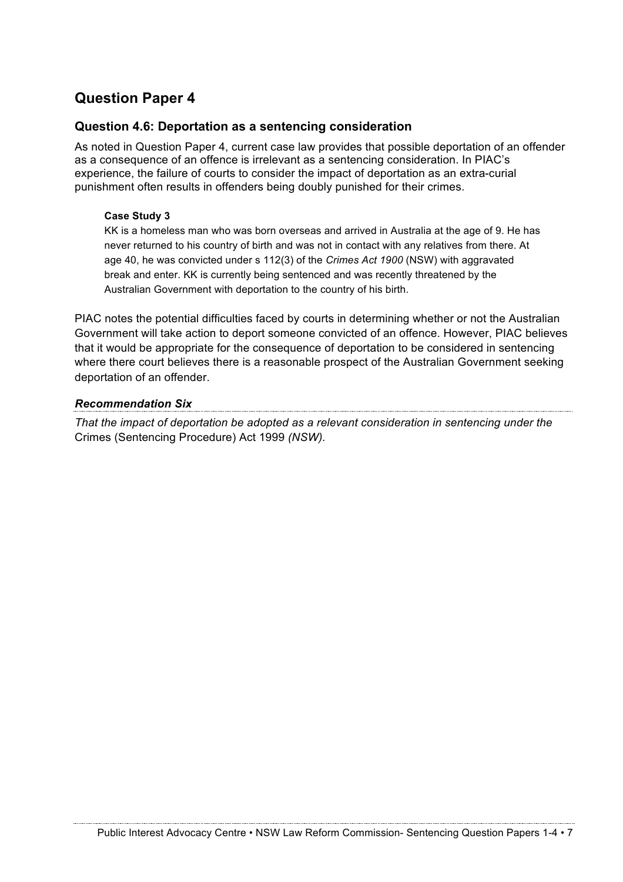## Question Paper 4

### Question 4.6: Deportation as a sentencing consideration

As noted in Question Paper 4, current case law provides that possible deportation of an offender as a consequence of an offence is irrelevant as a sentencing consideration. In PIAC's experience, the failure of courts to consider the impact of deportation as an extra-curial punishment often results in offenders being doubly punished for their crimes.

> **Case Study 3**
>
> KK is a homeless man who was born overseas and arrived in Australia at the age of 9. He has never returned to his country of birth and was not in contact with any relatives from there. At age 40, he was convicted under s 112(3) of the *Crimes Act 1900* (NSW) with aggravated break and enter. KK is currently being sentenced and was recently threatened by the Australian Government with deportation to the country of his birth.

PIAC notes the potential difficulties faced by courts in determining whether or not the Australian Government will take action to deport someone convicted of an offence. However, PIAC believes that it would be appropriate for the consequence of deportation to be considered in sentencing where there court believes there is a reasonable prospect of the Australian Government seeking deportation of an offender.

#### *Recommendation Six*

*That the impact of deportation be adopted as a relevant consideration in sentencing under the* Crimes (Sentencing Procedure) Act 1999 *(NSW).*